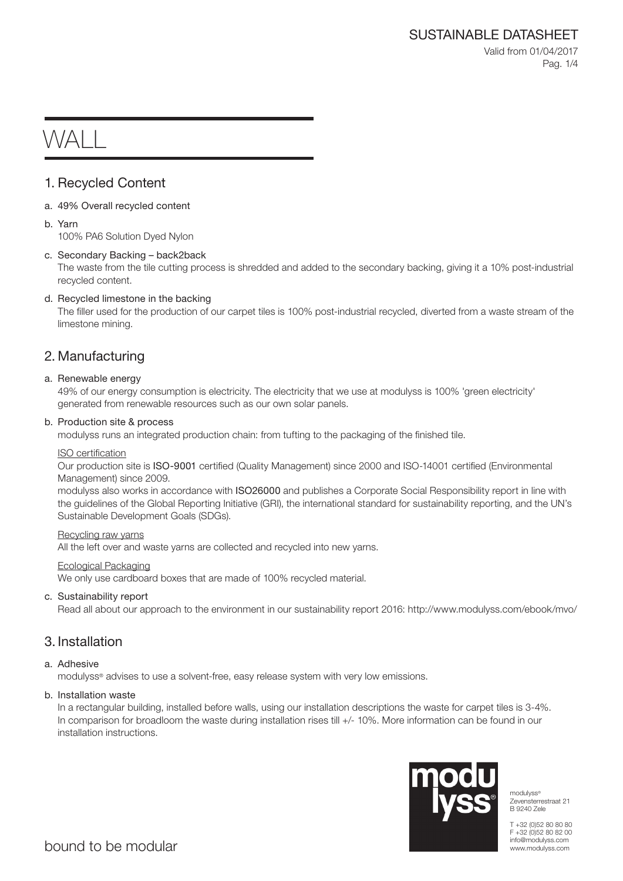# WALL

## 1. Recycled Content

a. 49% Overall recycled content

b. Yarn
100% PA6 Solution Dyed Nylon

c. Secondary Backing – back2back
The waste from the tile cutting process is shredded and added to the secondary backing, giving it a 10% post-industrial recycled content.

d. Recycled limestone in the backing
The filler used for the production of our carpet tiles is 100% post-industrial recycled, diverted from a waste stream of the limestone mining.

## 2. Manufacturing

a. Renewable energy
49% of our energy consumption is electricity. The electricity that we use at modulyss is 100% 'green electricity' generated from renewable resources such as our own solar panels.

b. Production site & process
modulyss runs an integrated production chain: from tufting to the packaging of the finished tile.

ISO certification
Our production site is **ISO-9001** certified (Quality Management) since 2000 and ISO-14001 certified (Environmental Management) since 2009.
modulyss also works in accordance with **ISO26000** and publishes a Corporate Social Responsibility report in line with the guidelines of the Global Reporting Initiative (GRI), the international standard for sustainability reporting, and the UN's Sustainable Development Goals (SDGs).

Recycling raw yarns
All the left over and waste yarns are collected and recycled into new yarns.

Ecological Packaging
We only use cardboard boxes that are made of 100% recycled material.

c. Sustainability report
Read all about our approach to the environment in our sustainability report 2016: http://www.modulyss.com/ebook/mvo/

## 3. Installation

a. Adhesive
modulyss® advises to use a solvent-free, easy release system with very low emissions.

b. Installation waste
In a rectangular building, installed before walls, using our installation descriptions the waste for carpet tiles is 3-4%. In comparison for broadloom the waste during installation rises till +/- 10%. More information can be found in our installation instructions.

modulyss®
Zevensterrestraat 21
B 9240 Zele

T +32 (0)52 80 80 80
F +32 (0)52 80 82 00
info@modulyss.com
www.modulyss.com

bound to be modular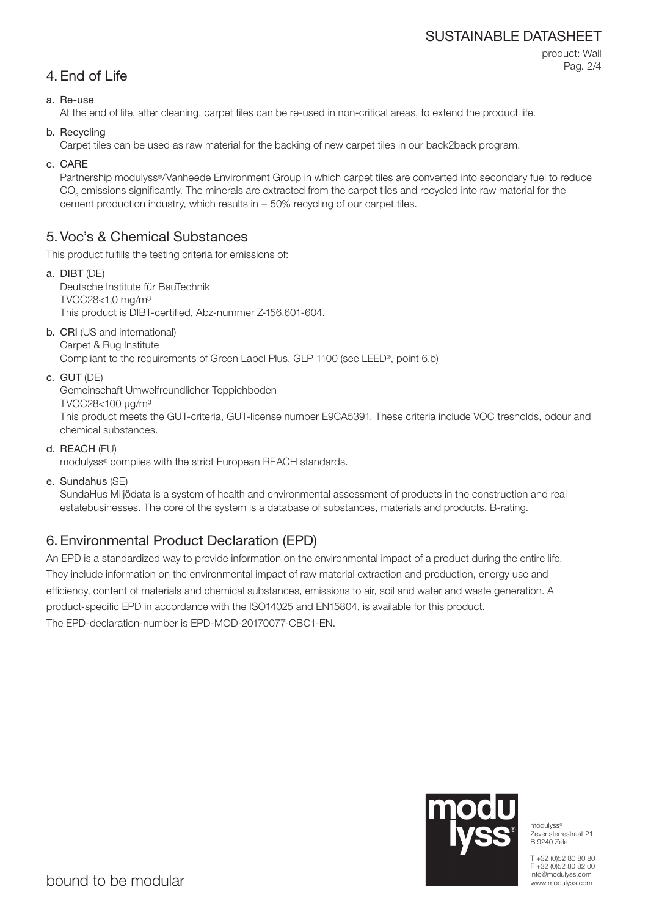## 4. End of Life

a. Re-use

At the end of life, after cleaning, carpet tiles can be re-used in non-critical areas, to extend the product life.

b. Recycling

Carpet tiles can be used as raw material for the backing of new carpet tiles in our back2back program.

c. CARE

Partnership modulyss®/Vanheede Environment Group in which carpet tiles are converted into secondary fuel to reduce $CO_2$ emissions significantly. The minerals are extracted from the carpet tiles and recycled into raw material for the cement production industry, which results in ± 50% recycling of our carpet tiles.

## 5. Voc's & Chemical Substances

This product fulfills the testing criteria for emissions of:

a. DIBT (DE)
Deutsche Institute für BauTechnik
TVOC28<1,0 mg/m³
This product is DIBT-certified, Abz-nummer Z-156.601-604.

b. CRI (US and international)
Carpet & Rug Institute
Compliant to the requirements of Green Label Plus, GLP 1100 (see LEED®, point 6.b)

c. GUT (DE)
Gemeinschaft Umwelfreundlicher Teppichboden
TVOC28<100 µg/m³
This product meets the GUT-criteria, GUT-license number E9CA5391. These criteria include VOC tresholds, odour and chemical substances.

d. REACH (EU)
modulyss® complies with the strict European REACH standards.

e. Sundahus (SE)
SundaHus Miljödata is a system of health and environmental assessment of products in the construction and real estatebusinesses. The core of the system is a database of substances, materials and products. B-rating.

## 6. Environmental Product Declaration (EPD)

An EPD is a standardized way to provide information on the environmental impact of a product during the entire life. They include information on the environmental impact of raw material extraction and production, energy use and efficiency, content of materials and chemical substances, emissions to air, soil and water and waste generation. A product-specific EPD in accordance with the ISO14025 and EN15804, is available for this product.
The EPD-declaration-number is EPD-MOD-20170077-CBC1-EN.

modulyss®
Zevensterrestraat 21
B 9240 Zele

T +32 (0)52 80 80 80
F +32 (0)52 80 82 00
info@modulyss.com
www.modulyss.com

bound to be modular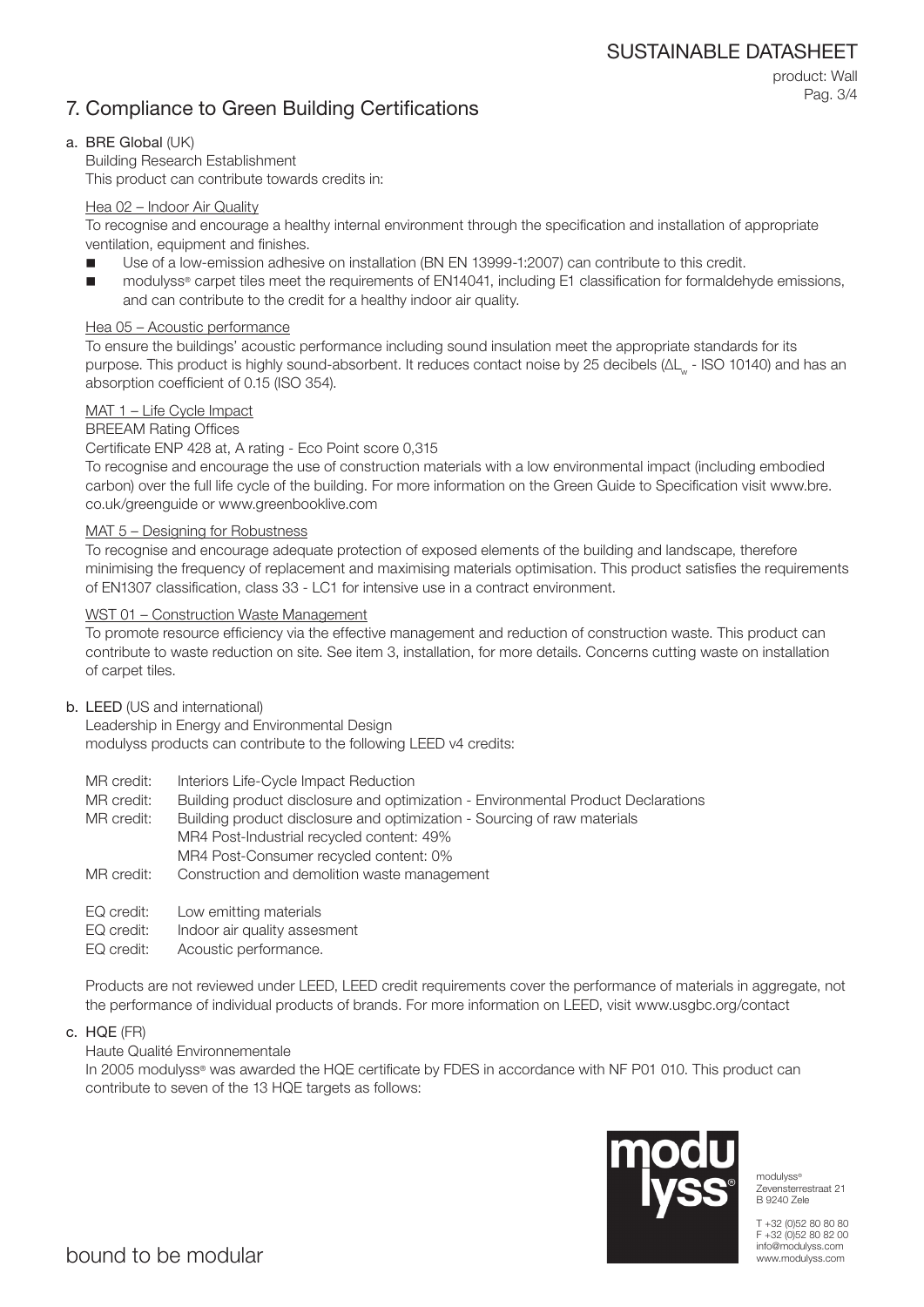## 7. Compliance to Green Building Certifications

a. **BRE Global** (UK)
Building Research Establishment
This product can contribute towards credits in:

Hea 02 – Indoor Air Quality
To recognise and encourage a healthy internal environment through the specification and installation of appropriate ventilation, equipment and finishes.

- Use of a low-emission adhesive on installation (BN EN 13999-1:2007) can contribute to this credit.
- modulyss® carpet tiles meet the requirements of EN14041, including E1 classification for formaldehyde emissions, and can contribute to the credit for a healthy indoor air quality.

Hea 05 – Acoustic performance
To ensure the buildings' acoustic performance including sound insulation meet the appropriate standards for its purpose. This product is highly sound-absorbent. It reduces contact noise by 25 decibels ($\Delta L_w$ - ISO 10140) and has an absorption coefficient of 0.15 (ISO 354).

MAT 1 – Life Cycle Impact
BREEAM Rating Offices
Certificate ENP 428 at, A rating - Eco Point score 0,315
To recognise and encourage the use of construction materials with a low environmental impact (including embodied carbon) over the full life cycle of the building. For more information on the Green Guide to Specification visit www.bre.co.uk/greenguide or www.greenbooklive.com

MAT 5 – Designing for Robustness
To recognise and encourage adequate protection of exposed elements of the building and landscape, therefore minimising the frequency of replacement and maximising materials optimisation. This product satisfies the requirements of EN1307 classification, class 33 - LC1 for intensive use in a contract environment.

WST 01 – Construction Waste Management
To promote resource efficiency via the effective management and reduction of construction waste. This product can contribute to waste reduction on site. See item 3, installation, for more details. Concerns cutting waste on installation of carpet tiles.

b. **LEED** (US and international)
Leadership in Energy and Environmental Design
modulyss products can contribute to the following LEED v4 credits:

MR credit: Interiors Life-Cycle Impact Reduction
MR credit: Building product disclosure and optimization - Environmental Product Declarations
MR credit: Building product disclosure and optimization - Sourcing of raw materials
MR4 Post-Industrial recycled content: 49%
MR4 Post-Consumer recycled content: 0%
MR credit: Construction and demolition waste management

EQ credit: Low emitting materials
EQ credit: Indoor air quality assesment
EQ credit: Acoustic performance.

Products are not reviewed under LEED, LEED credit requirements cover the performance of materials in aggregate, not the performance of individual products of brands. For more information on LEED, visit www.usgbc.org/contact

c. **HQE** (FR)
Haute Qualité Environnementale
In 2005 modulyss® was awarded the HQE certificate by FDES in accordance with NF P01 010. This product can contribute to seven of the 13 HQE targets as follows:

modulyss®
Zevensterrestraat 21
B 9240 Zele

T +32 (0)52 80 80 80
F +32 (0)52 80 82 00
info@modulyss.com
www.modulyss.com

bound to be modular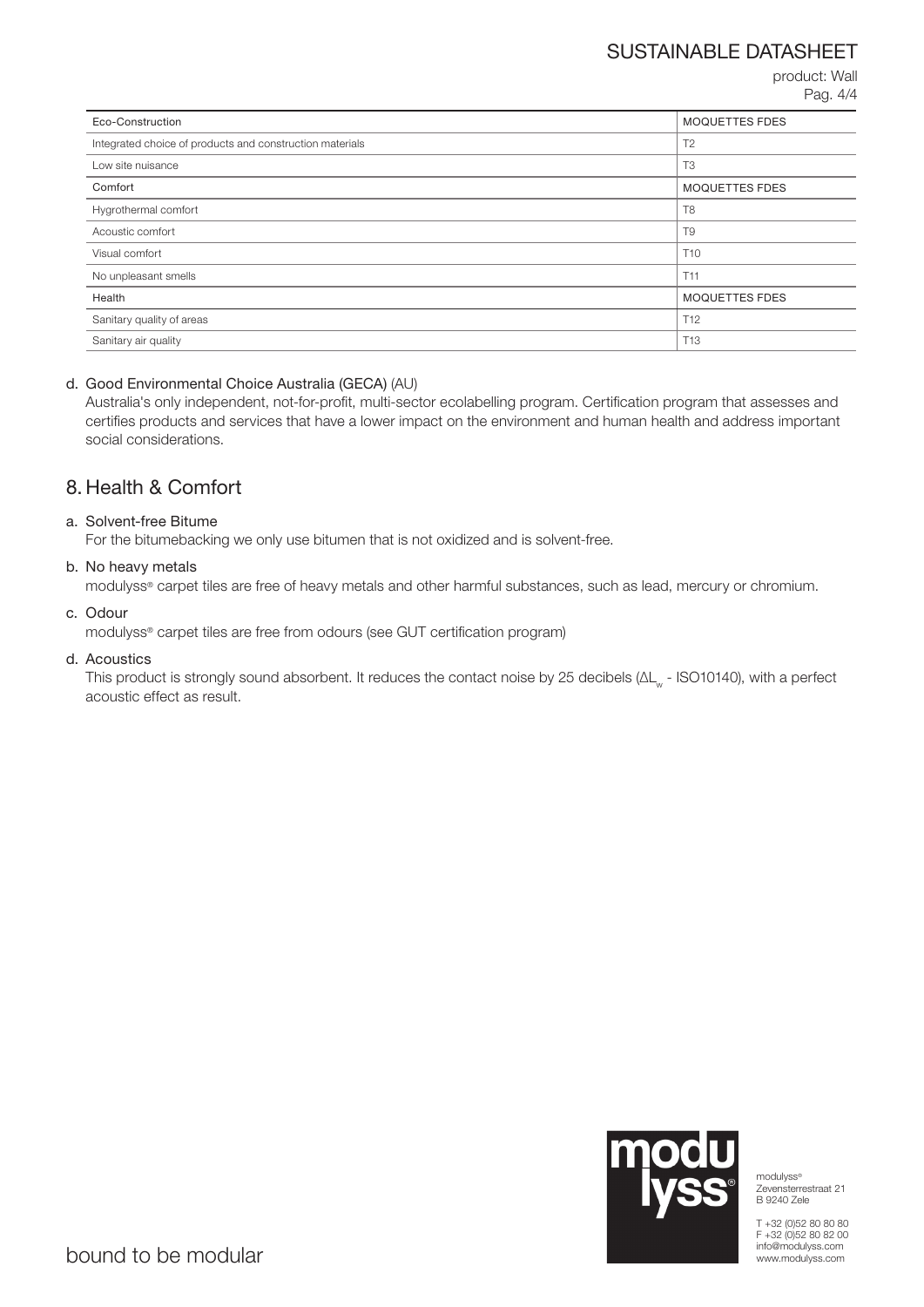| Eco-Construction | MOQUETTES FDES |
|---|---|
| Integrated choice of products and construction materials | T2 |
| Low site nuisance | T3 |
| Comfort | MOQUETTES FDES |
| Hygrothermal comfort | T8 |
| Acoustic comfort | T9 |
| Visual comfort | T10 |
| No unpleasant smells | T11 |
| Health | MOQUETTES FDES |
| Sanitary quality of areas | T12 |
| Sanitary air quality | T13 |

d. Good Environmental Choice Australia (GECA) (AU)
Australia's only independent, not-for-profit, multi-sector ecolabelling program. Certification program that assesses and certifies products and services that have a lower impact on the environment and human health and address important social considerations.

## 8. Health & Comfort

a. Solvent-free Bitume
For the bitumebacking we only use bitumen that is not oxidized and is solvent-free.

b. No heavy metals
modulyss® carpet tiles are free of heavy metals and other harmful substances, such as lead, mercury or chromium.

c. Odour
modulyss® carpet tiles are free from odours (see GUT certification program)

d. Acoustics
This product is strongly sound absorbent. It reduces the contact noise by 25 decibels ($\Delta L_w$ - ISO10140), with a perfect acoustic effect as result.

modulyss®
Zevensterrestraat 21
B 9240 Zele

T +32 (0)52 80 80 80
F +32 (0)52 80 82 00
info@modulyss.com
www.modulyss.com

bound to be modular